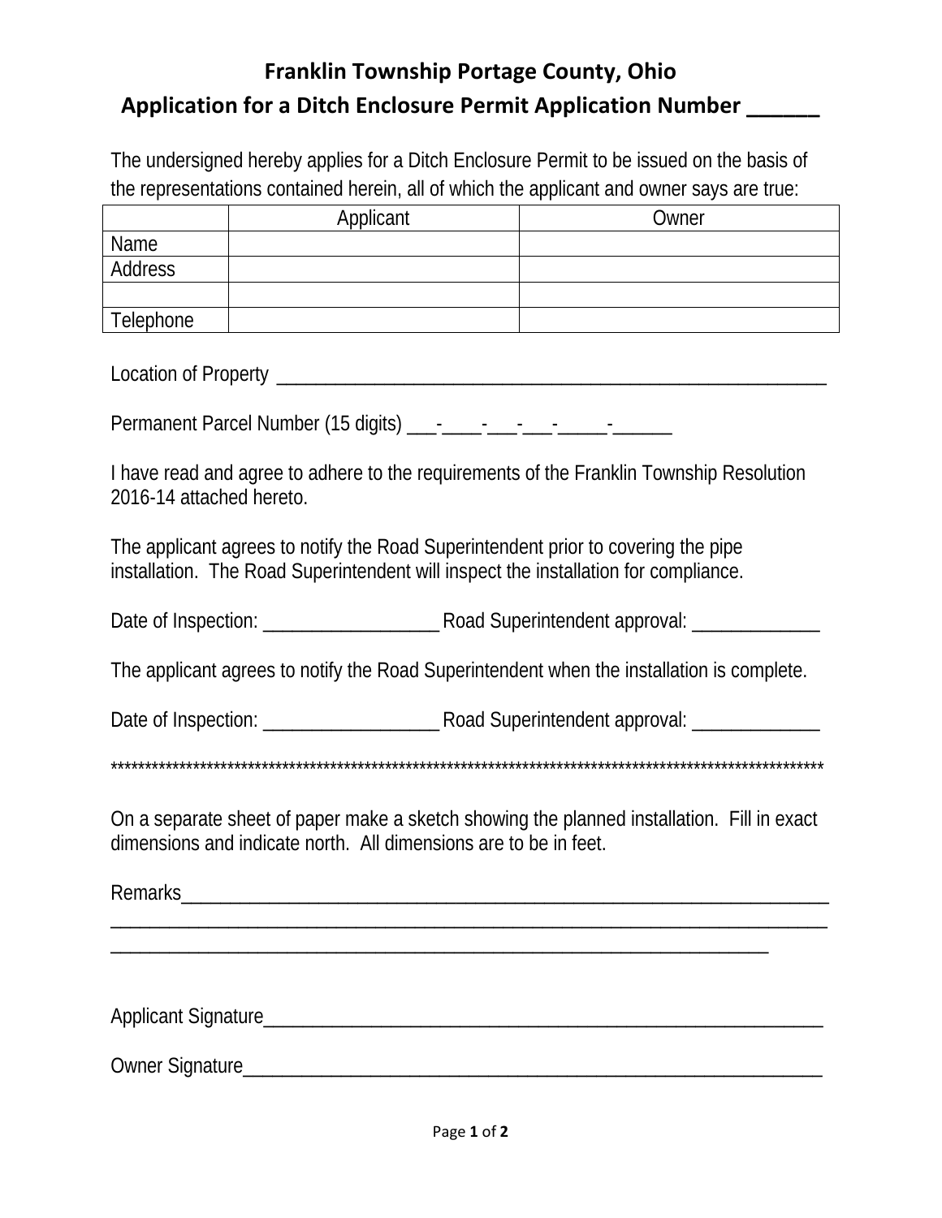# Franklin Township Portage County, Ohio

## Application for a Ditch Enclosure Permit Application Number ______

The undersigned hereby applies for a Ditch Enclosure Permit to be issued on the basis of the representations contained herein, all of which the applicant and owner says are true:

| | Applicant | Owner |
|---|---|---|
| Name | | |
| Address | | |
| | | |
| Telephone | | |

Location of Property ________________________________________________________

Permanent Parcel Number (15 digits) ___-____-___-___-_____-______

I have read and agree to adhere to the requirements of the Franklin Township Resolution 2016-14 attached hereto.

The applicant agrees to notify the Road Superintendent prior to covering the pipe installation. The Road Superintendent will inspect the installation for compliance.

Date of Inspection: __________________ Road Superintendent approval: _____________

The applicant agrees to notify the Road Superintendent when the installation is complete.

Date of Inspection: __________________ Road Superintendent approval: _____________

**************************************************************************************************************

On a separate sheet of paper make a sketch showing the planned installation. Fill in exact dimensions and indicate north. All dimensions are to be in feet.

Remarks_____________________________________________________________________
____________________________________________________________________________
______________________________________________________________________

Applicant Signature__________________________________________________________

Owner Signature_____________________________________________________________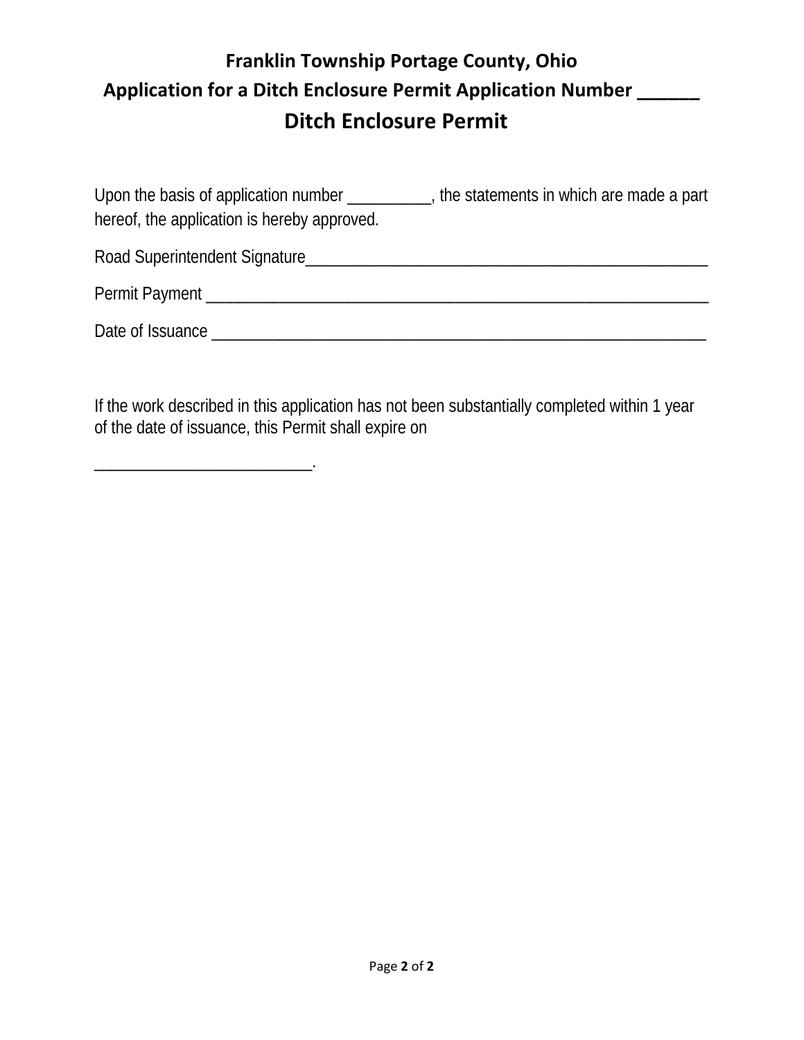# Franklin Township Portage County, Ohio

## Application for a Ditch Enclosure Permit Application Number ______

## Ditch Enclosure Permit

Upon the basis of application number __________, the statements in which are made a part hereof, the application is hereby approved.

Road Superintendent Signature__________________________________________________

Permit Payment _____________________________________________________________

Date of Issuance ____________________________________________________________

If the work described in this application has not been substantially completed within 1 year of the date of issuance, this Permit shall expire on

__________________________.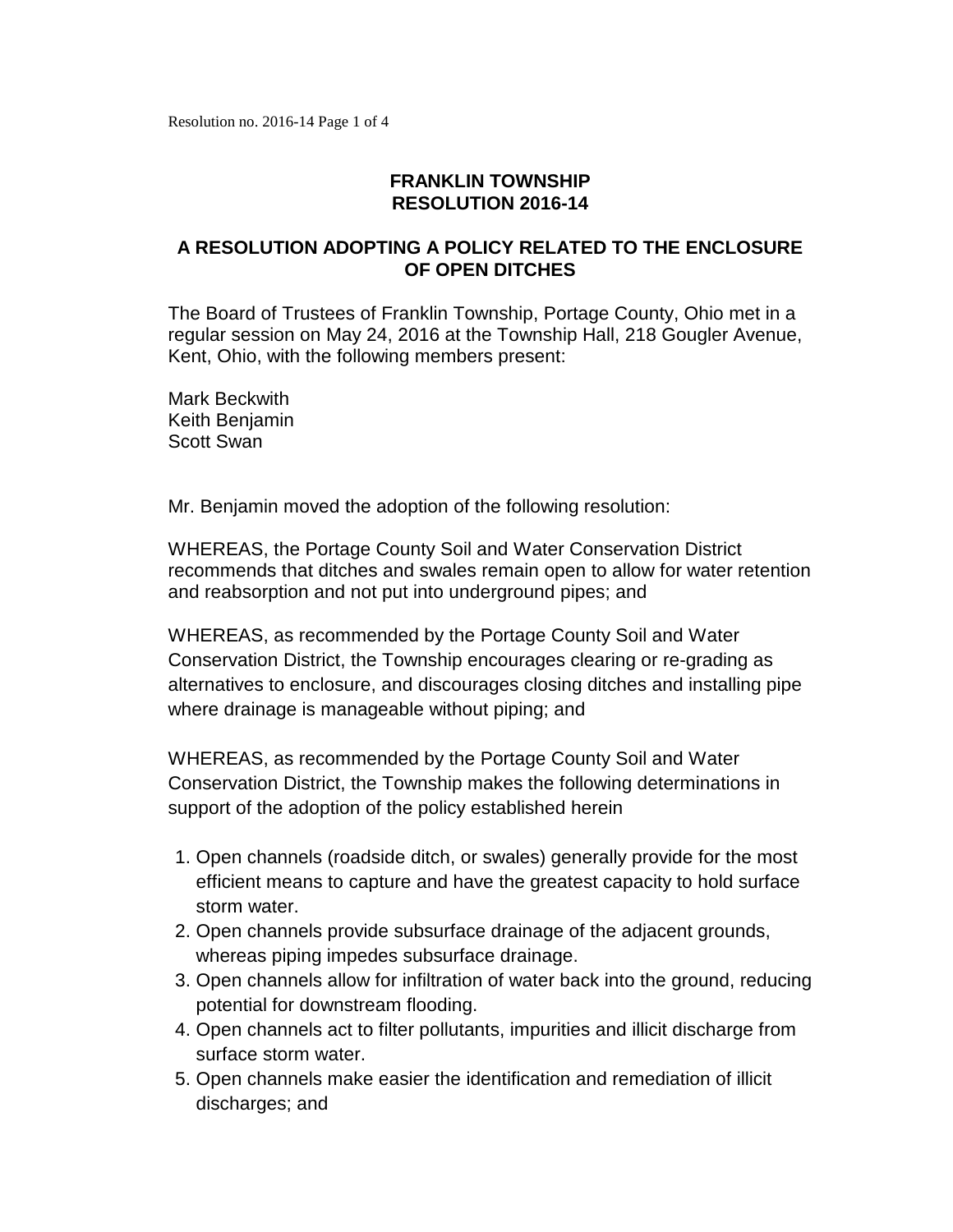**FRANKLIN TOWNSHIP**
**RESOLUTION 2016-14**

## A RESOLUTION ADOPTING A POLICY RELATED TO THE ENCLOSURE OF OPEN DITCHES

The Board of Trustees of Franklin Township, Portage County, Ohio met in a regular session on May 24, 2016 at the Township Hall, 218 Gougler Avenue, Kent, Ohio, with the following members present:

Mark Beckwith
Keith Benjamin
Scott Swan

Mr. Benjamin moved the adoption of the following resolution:

WHEREAS, the Portage County Soil and Water Conservation District recommends that ditches and swales remain open to allow for water retention and reabsorption and not put into underground pipes; and

WHEREAS, as recommended by the Portage County Soil and Water Conservation District, the Township encourages clearing or re-grading as alternatives to enclosure, and discourages closing ditches and installing pipe where drainage is manageable without piping; and

WHEREAS, as recommended by the Portage County Soil and Water Conservation District, the Township makes the following determinations in support of the adoption of the policy established herein

1. Open channels (roadside ditch, or swales) generally provide for the most efficient means to capture and have the greatest capacity to hold surface storm water.
2. Open channels provide subsurface drainage of the adjacent grounds, whereas piping impedes subsurface drainage.
3. Open channels allow for infiltration of water back into the ground, reducing potential for downstream flooding.
4. Open channels act to filter pollutants, impurities and illicit discharge from surface storm water.
5. Open channels make easier the identification and remediation of illicit discharges; and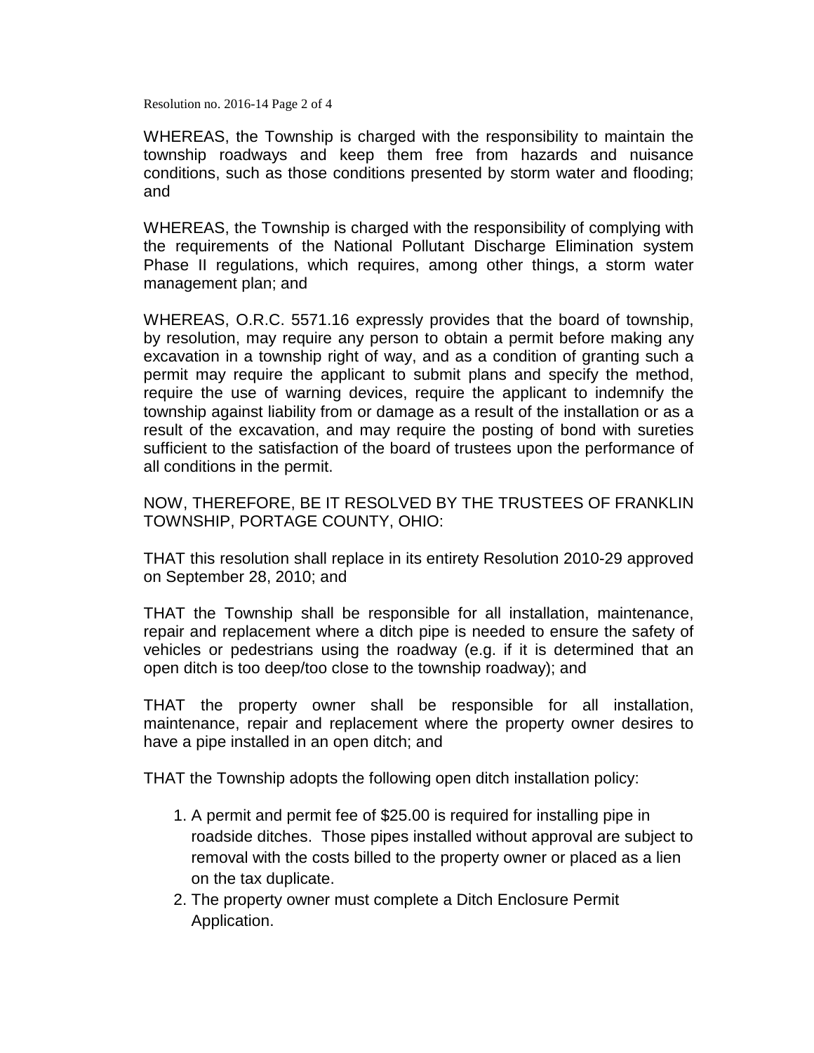WHEREAS, the Township is charged with the responsibility to maintain the township roadways and keep them free from hazards and nuisance conditions, such as those conditions presented by storm water and flooding; and

WHEREAS, the Township is charged with the responsibility of complying with the requirements of the National Pollutant Discharge Elimination system Phase II regulations, which requires, among other things, a storm water management plan; and

WHEREAS, O.R.C. 5571.16 expressly provides that the board of township, by resolution, may require any person to obtain a permit before making any excavation in a township right of way, and as a condition of granting such a permit may require the applicant to submit plans and specify the method, require the use of warning devices, require the applicant to indemnify the township against liability from or damage as a result of the installation or as a result of the excavation, and may require the posting of bond with sureties sufficient to the satisfaction of the board of trustees upon the performance of all conditions in the permit.

NOW, THEREFORE, BE IT RESOLVED BY THE TRUSTEES OF FRANKLIN TOWNSHIP, PORTAGE COUNTY, OHIO:

THAT this resolution shall replace in its entirety Resolution 2010-29 approved on September 28, 2010; and

THAT the Township shall be responsible for all installation, maintenance, repair and replacement where a ditch pipe is needed to ensure the safety of vehicles or pedestrians using the roadway (e.g. if it is determined that an open ditch is too deep/too close to the township roadway); and

THAT the property owner shall be responsible for all installation, maintenance, repair and replacement where the property owner desires to have a pipe installed in an open ditch; and

THAT the Township adopts the following open ditch installation policy:

1. A permit and permit fee of $25.00 is required for installing pipe in roadside ditches. Those pipes installed without approval are subject to removal with the costs billed to the property owner or placed as a lien on the tax duplicate.
2. The property owner must complete a Ditch Enclosure Permit Application.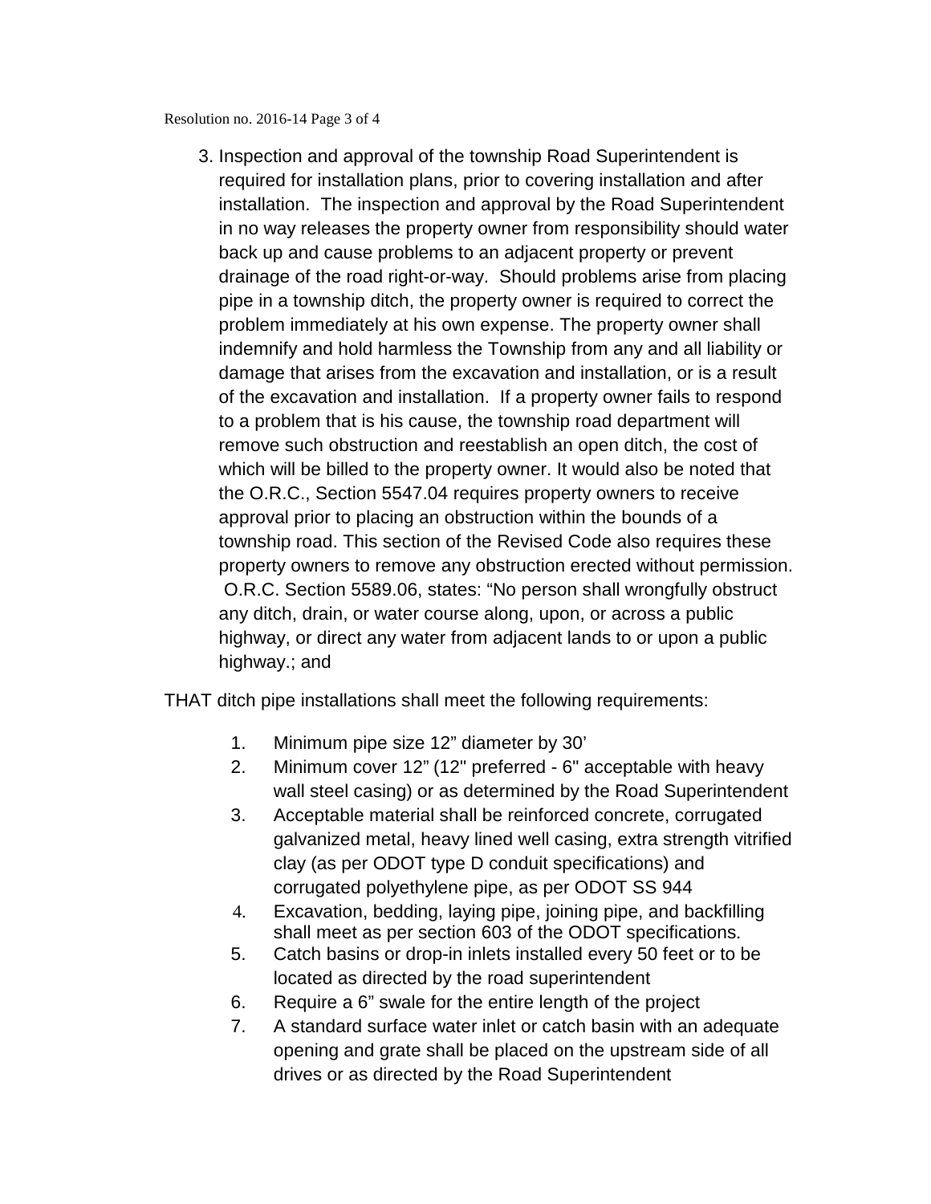3. Inspection and approval of the township Road Superintendent is required for installation plans, prior to covering installation and after installation. The inspection and approval by the Road Superintendent in no way releases the property owner from responsibility should water back up and cause problems to an adjacent property or prevent drainage of the road right-or-way. Should problems arise from placing pipe in a township ditch, the property owner is required to correct the problem immediately at his own expense. The property owner shall indemnify and hold harmless the Township from any and all liability or damage that arises from the excavation and installation, or is a result of the excavation and installation. If a property owner fails to respond to a problem that is his cause, the township road department will remove such obstruction and reestablish an open ditch, the cost of which will be billed to the property owner. It would also be noted that the O.R.C., Section 5547.04 requires property owners to receive approval prior to placing an obstruction within the bounds of a township road. This section of the Revised Code also requires these property owners to remove any obstruction erected without permission. O.R.C. Section 5589.06, states: "No person shall wrongfully obstruct any ditch, drain, or water course along, upon, or across a public highway, or direct any water from adjacent lands to or upon a public highway.; and

THAT ditch pipe installations shall meet the following requirements:

1. Minimum pipe size 12" diameter by 30'
2. Minimum cover 12" (12" preferred - 6" acceptable with heavy wall steel casing) or as determined by the Road Superintendent
3. Acceptable material shall be reinforced concrete, corrugated galvanized metal, heavy lined well casing, extra strength vitrified clay (as per ODOT type D conduit specifications) and corrugated polyethylene pipe, as per ODOT SS 944
4. Excavation, bedding, laying pipe, joining pipe, and backfilling shall meet as per section 603 of the ODOT specifications.
5. Catch basins or drop-in inlets installed every 50 feet or to be located as directed by the road superintendent
6. Require a 6" swale for the entire length of the project
7. A standard surface water inlet or catch basin with an adequate opening and grate shall be placed on the upstream side of all drives or as directed by the Road Superintendent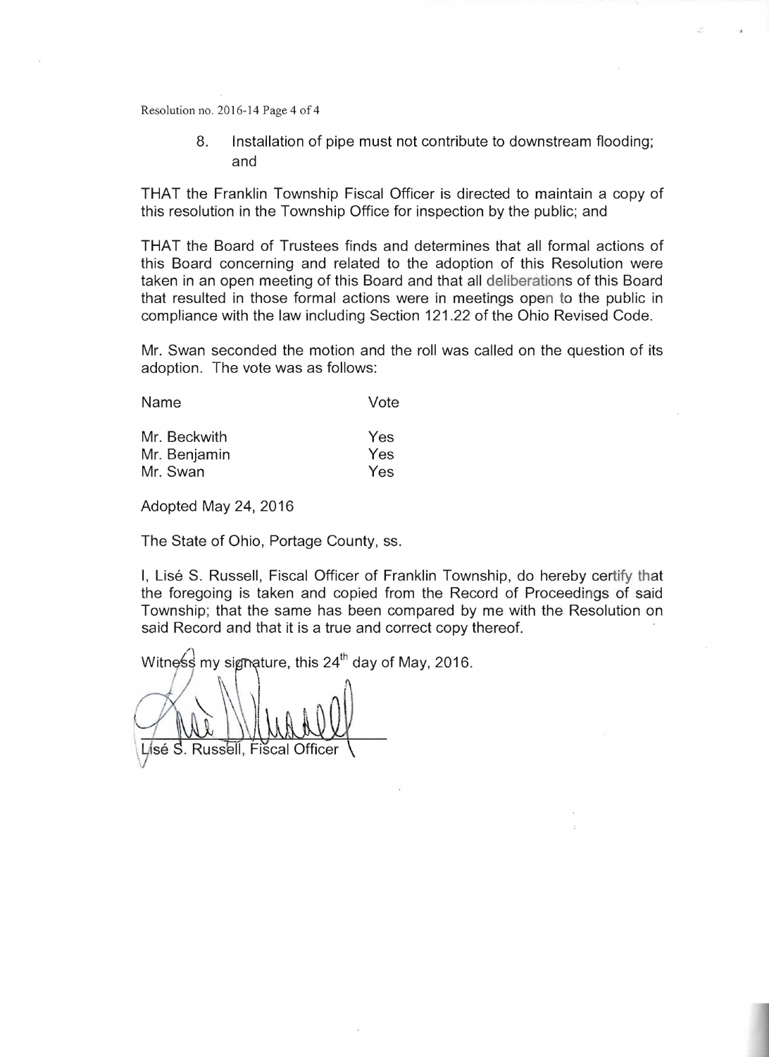8. Installation of pipe must not contribute to downstream flooding; and

THAT the Franklin Township Fiscal Officer is directed to maintain a copy of this resolution in the Township Office for inspection by the public; and

THAT the Board of Trustees finds and determines that all formal actions of this Board concerning and related to the adoption of this Resolution were taken in an open meeting of this Board and that all deliberations of this Board that resulted in those formal actions were in meetings open to the public in compliance with the law including Section 121.22 of the Ohio Revised Code.

Mr. Swan seconded the motion and the roll was called on the question of its adoption. The vote was as follows:

| Name | Vote |
|---|---|
| Mr. Beckwith | Yes |
| Mr. Benjamin | Yes |
| Mr. Swan | Yes |

Adopted May 24, 2016

The State of Ohio, Portage County, ss.

I, Lisé S. Russell, Fiscal Officer of Franklin Township, do hereby certify that the foregoing is taken and copied from the Record of Proceedings of said Township; that the same has been compared by me with the Resolution on said Record and that it is a true and correct copy thereof.

Witness my signature, this 24th day of May, 2016.

Lisé S. Russell, Fiscal Officer